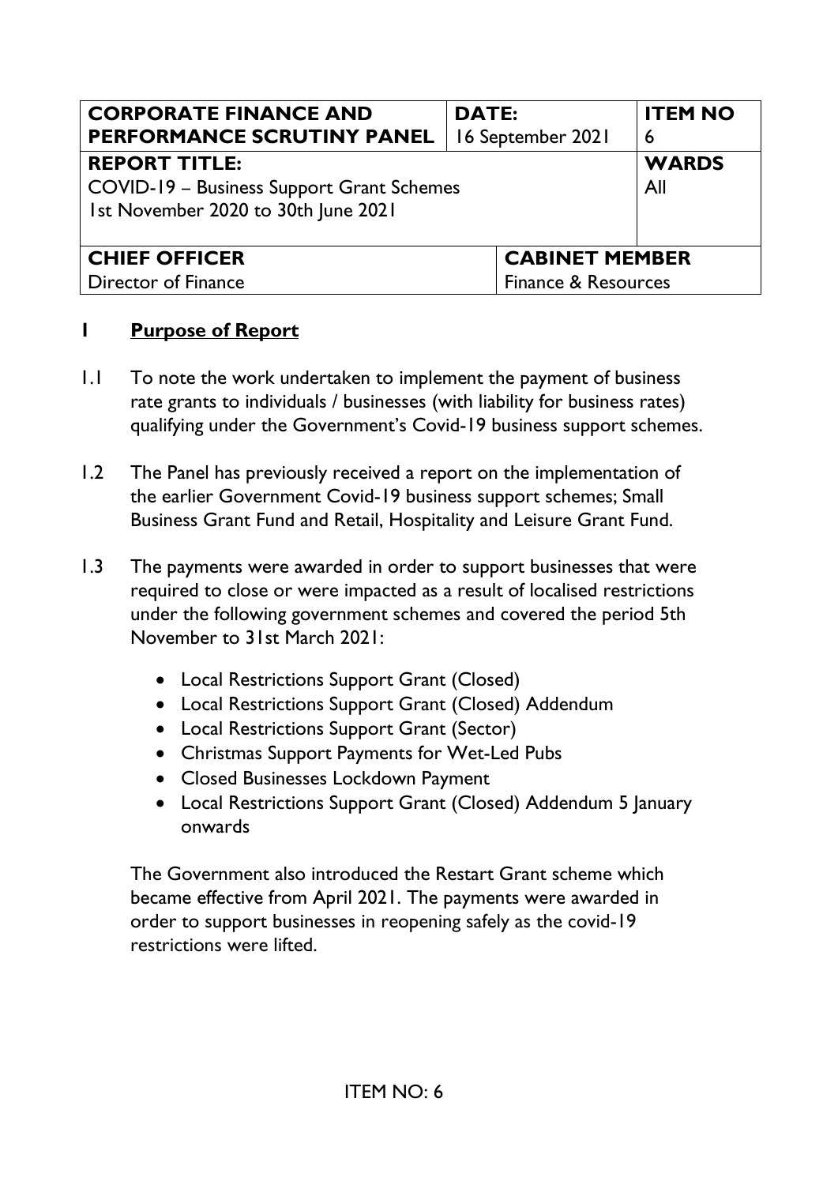| CORPORATE FINANCE AND PERFORMANCE SCRUTINY PANEL | DATE: 16 September 2021 | | ITEM NO 6 |
|---|---|---|---|
| **REPORT TITLE:** COVID-19 – Business Support Grant Schemes 1st November 2020 to 30th June 2021 | | | **WARDS** All |
| **CHIEF OFFICER** Director of Finance | | **CABINET MEMBER** Finance & Resources | |

## 1 Purpose of Report

1.1 To note the work undertaken to implement the payment of business rate grants to individuals / businesses (with liability for business rates) qualifying under the Government's Covid-19 business support schemes.

1.2 The Panel has previously received a report on the implementation of the earlier Government Covid-19 business support schemes; Small Business Grant Fund and Retail, Hospitality and Leisure Grant Fund.

1.3 The payments were awarded in order to support businesses that were required to close or were impacted as a result of localised restrictions under the following government schemes and covered the period 5th November to 31st March 2021:

- Local Restrictions Support Grant (Closed)
- Local Restrictions Support Grant (Closed) Addendum
- Local Restrictions Support Grant (Sector)
- Christmas Support Payments for Wet-Led Pubs
- Closed Businesses Lockdown Payment
- Local Restrictions Support Grant (Closed) Addendum 5 January onwards

The Government also introduced the Restart Grant scheme which became effective from April 2021. The payments were awarded in order to support businesses in reopening safely as the covid-19 restrictions were lifted.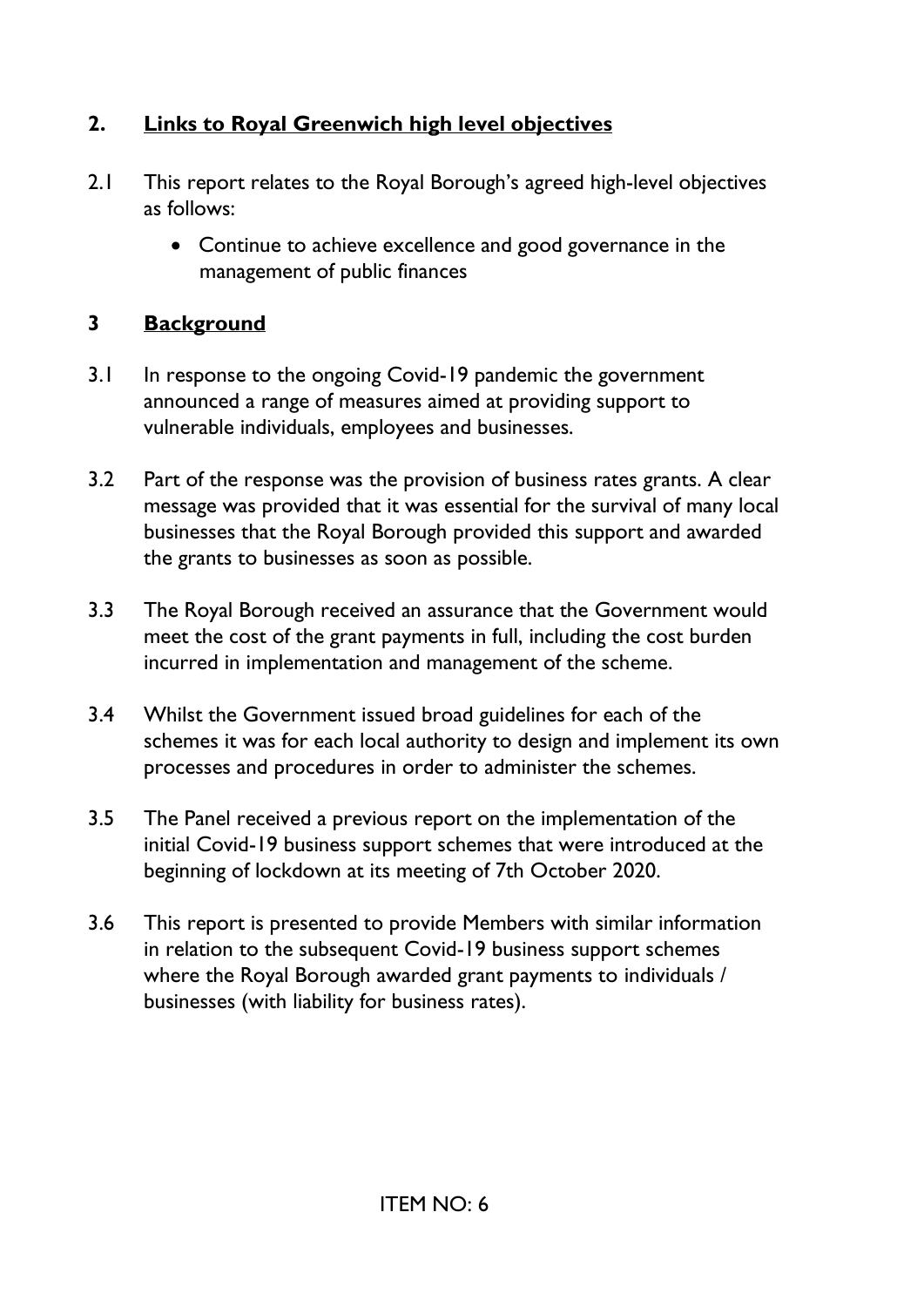## 2. Links to Royal Greenwich high level objectives

2.1 This report relates to the Royal Borough's agreed high-level objectives as follows:

- Continue to achieve excellence and good governance in the management of public finances

## 3 Background

3.1 In response to the ongoing Covid-19 pandemic the government announced a range of measures aimed at providing support to vulnerable individuals, employees and businesses.

3.2 Part of the response was the provision of business rates grants. A clear message was provided that it was essential for the survival of many local businesses that the Royal Borough provided this support and awarded the grants to businesses as soon as possible.

3.3 The Royal Borough received an assurance that the Government would meet the cost of the grant payments in full, including the cost burden incurred in implementation and management of the scheme.

3.4 Whilst the Government issued broad guidelines for each of the schemes it was for each local authority to design and implement its own processes and procedures in order to administer the schemes.

3.5 The Panel received a previous report on the implementation of the initial Covid-19 business support schemes that were introduced at the beginning of lockdown at its meeting of 7th October 2020.

3.6 This report is presented to provide Members with similar information in relation to the subsequent Covid-19 business support schemes where the Royal Borough awarded grant payments to individuals / businesses (with liability for business rates).

ITEM NO: 6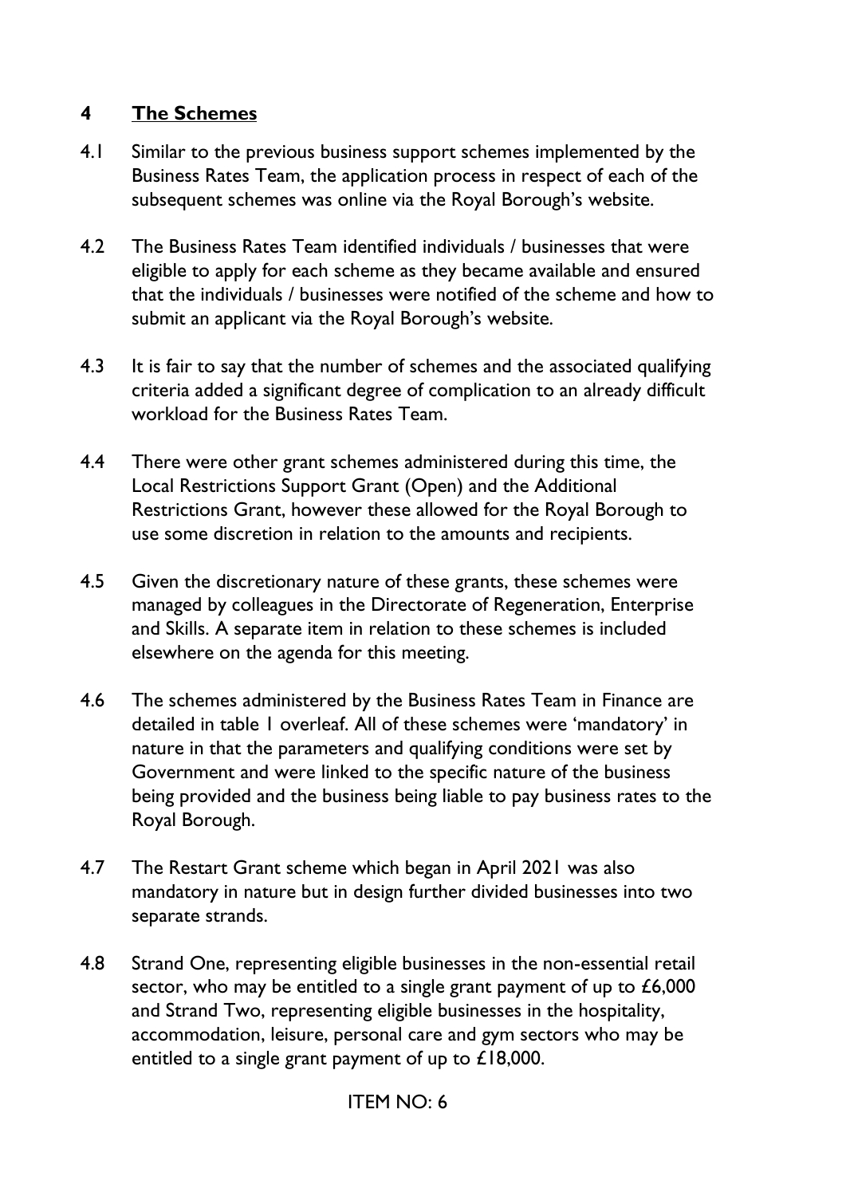## 4 The Schemes

4.1 Similar to the previous business support schemes implemented by the Business Rates Team, the application process in respect of each of the subsequent schemes was online via the Royal Borough's website.

4.2 The Business Rates Team identified individuals / businesses that were eligible to apply for each scheme as they became available and ensured that the individuals / businesses were notified of the scheme and how to submit an applicant via the Royal Borough's website.

4.3 It is fair to say that the number of schemes and the associated qualifying criteria added a significant degree of complication to an already difficult workload for the Business Rates Team.

4.4 There were other grant schemes administered during this time, the Local Restrictions Support Grant (Open) and the Additional Restrictions Grant, however these allowed for the Royal Borough to use some discretion in relation to the amounts and recipients.

4.5 Given the discretionary nature of these grants, these schemes were managed by colleagues in the Directorate of Regeneration, Enterprise and Skills. A separate item in relation to these schemes is included elsewhere on the agenda for this meeting.

4.6 The schemes administered by the Business Rates Team in Finance are detailed in table 1 overleaf. All of these schemes were 'mandatory' in nature in that the parameters and qualifying conditions were set by Government and were linked to the specific nature of the business being provided and the business being liable to pay business rates to the Royal Borough.

4.7 The Restart Grant scheme which began in April 2021 was also mandatory in nature but in design further divided businesses into two separate strands.

4.8 Strand One, representing eligible businesses in the non-essential retail sector, who may be entitled to a single grant payment of up to £6,000 and Strand Two, representing eligible businesses in the hospitality, accommodation, leisure, personal care and gym sectors who may be entitled to a single grant payment of up to £18,000.

ITEM NO: 6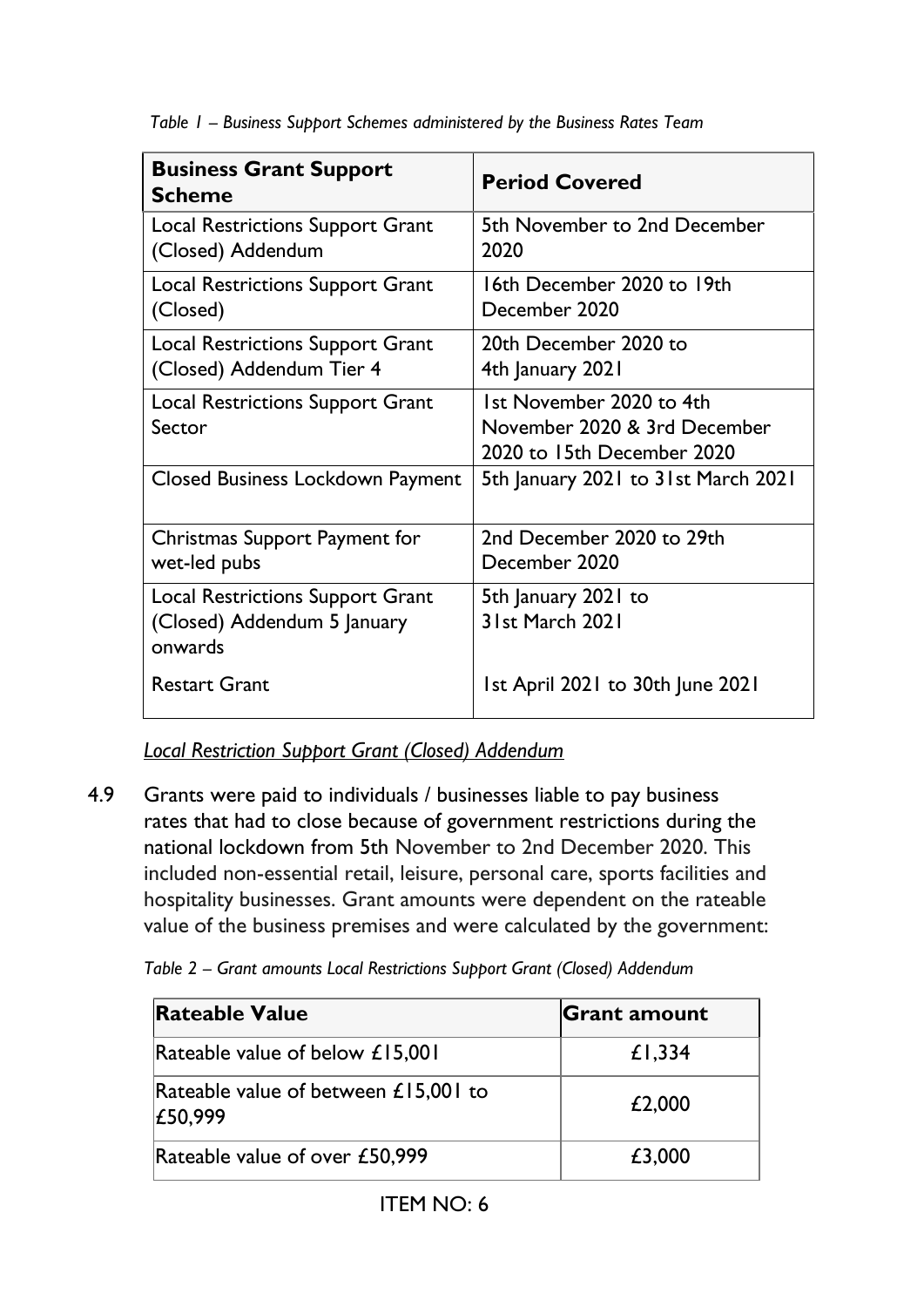*Table 1 – Business Support Schemes administered by the Business Rates Team*

| Business Grant Support Scheme | Period Covered |
|---|---|
| Local Restrictions Support Grant (Closed) Addendum | 5th November to 2nd December 2020 |
| Local Restrictions Support Grant (Closed) | 16th December 2020 to 19th December 2020 |
| Local Restrictions Support Grant (Closed) Addendum Tier 4 | 20th December 2020 to 4th January 2021 |
| Local Restrictions Support Grant Sector | 1st November 2020 to 4th November 2020 & 3rd December 2020 to 15th December 2020 |
| Closed Business Lockdown Payment | 5th January 2021 to 31st March 2021 |
| Christmas Support Payment for wet-led pubs | 2nd December 2020 to 29th December 2020 |
| Local Restrictions Support Grant (Closed) Addendum 5 January onwards | 5th January 2021 to 31st March 2021 |
| Restart Grant | 1st April 2021 to 30th June 2021 |

*Local Restriction Support Grant (Closed) Addendum*

4.9 Grants were paid to individuals / businesses liable to pay business rates that had to close because of government restrictions during the national lockdown from 5th November to 2nd December 2020. This included non-essential retail, leisure, personal care, sports facilities and hospitality businesses. Grant amounts were dependent on the rateable value of the business premises and were calculated by the government:

*Table 2 – Grant amounts Local Restrictions Support Grant (Closed) Addendum*

| Rateable Value | Grant amount |
|---|---|
| Rateable value of below £15,001 | £1,334 |
| Rateable value of between £15,001 to £50,999 | £2,000 |
| Rateable value of over £50,999 | £3,000 |

ITEM NO: 6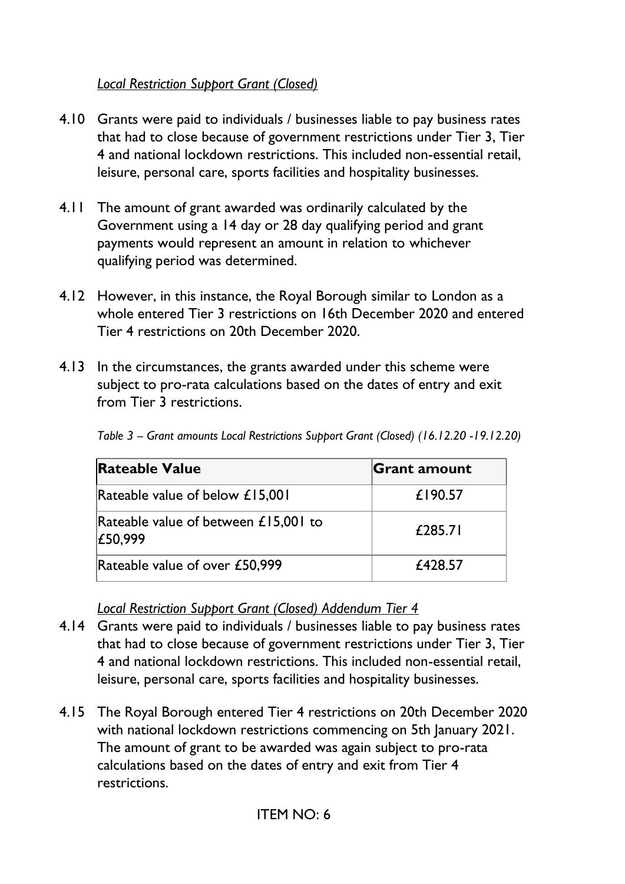*Local Restriction Support Grant (Closed)*

4.10 Grants were paid to individuals / businesses liable to pay business rates that had to close because of government restrictions under Tier 3, Tier 4 and national lockdown restrictions. This included non-essential retail, leisure, personal care, sports facilities and hospitality businesses.

4.11 The amount of grant awarded was ordinarily calculated by the Government using a 14 day or 28 day qualifying period and grant payments would represent an amount in relation to whichever qualifying period was determined.

4.12 However, in this instance, the Royal Borough similar to London as a whole entered Tier 3 restrictions on 16th December 2020 and entered Tier 4 restrictions on 20th December 2020.

4.13 In the circumstances, the grants awarded under this scheme were subject to pro-rata calculations based on the dates of entry and exit from Tier 3 restrictions.

*Table 3 – Grant amounts Local Restrictions Support Grant (Closed) (16.12.20 -19.12.20)*

| **Rateable Value** | **Grant amount** |
|---|---|
| Rateable value of below £15,001 | £190.57 |
| Rateable value of between £15,001 to £50,999 | £285.71 |
| Rateable value of over £50,999 | £428.57 |

*Local Restriction Support Grant (Closed) Addendum Tier 4*

4.14 Grants were paid to individuals / businesses liable to pay business rates that had to close because of government restrictions under Tier 3, Tier 4 and national lockdown restrictions. This included non-essential retail, leisure, personal care, sports facilities and hospitality businesses.

4.15 The Royal Borough entered Tier 4 restrictions on 20th December 2020 with national lockdown restrictions commencing on 5th January 2021. The amount of grant to be awarded was again subject to pro-rata calculations based on the dates of entry and exit from Tier 4 restrictions.

ITEM NO: 6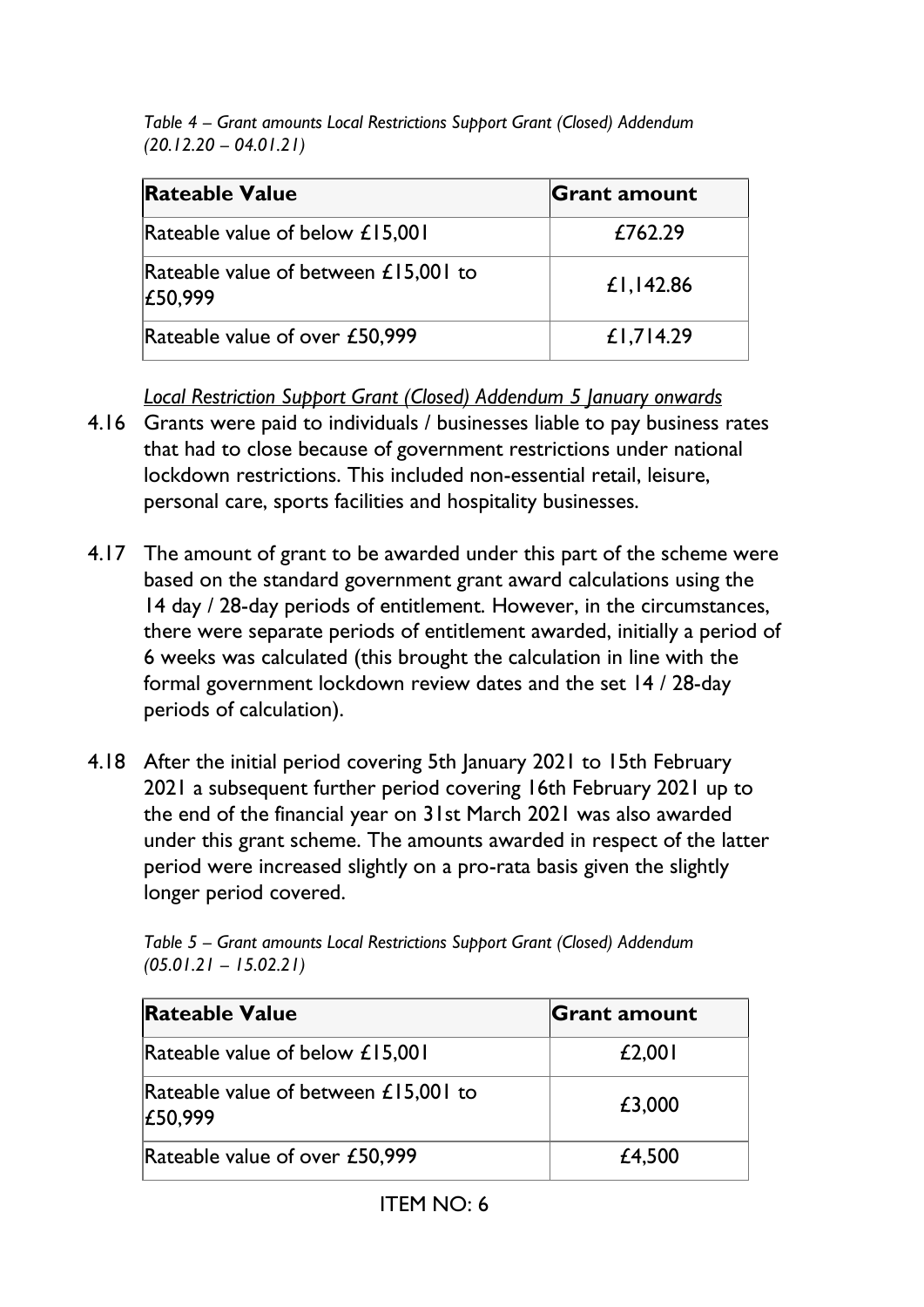*Table 4 – Grant amounts Local Restrictions Support Grant (Closed) Addendum (20.12.20 – 04.01.21)*

| Rateable Value | Grant amount |
|---|---|
| Rateable value of below £15,001 | £762.29 |
| Rateable value of between £15,001 to £50,999 | £1,142.86 |
| Rateable value of over £50,999 | £1,714.29 |

*Local Restriction Support Grant (Closed) Addendum 5 January onwards*

4.16 Grants were paid to individuals / businesses liable to pay business rates that had to close because of government restrictions under national lockdown restrictions. This included non-essential retail, leisure, personal care, sports facilities and hospitality businesses.

4.17 The amount of grant to be awarded under this part of the scheme were based on the standard government grant award calculations using the 14 day / 28-day periods of entitlement. However, in the circumstances, there were separate periods of entitlement awarded, initially a period of 6 weeks was calculated (this brought the calculation in line with the formal government lockdown review dates and the set 14 / 28-day periods of calculation).

4.18 After the initial period covering 5th January 2021 to 15th February 2021 a subsequent further period covering 16th February 2021 up to the end of the financial year on 31st March 2021 was also awarded under this grant scheme. The amounts awarded in respect of the latter period were increased slightly on a pro-rata basis given the slightly longer period covered.

*Table 5 – Grant amounts Local Restrictions Support Grant (Closed) Addendum (05.01.21 – 15.02.21)*

| Rateable Value | Grant amount |
|---|---|
| Rateable value of below £15,001 | £2,001 |
| Rateable value of between £15,001 to £50,999 | £3,000 |
| Rateable value of over £50,999 | £4,500 |

ITEM NO: 6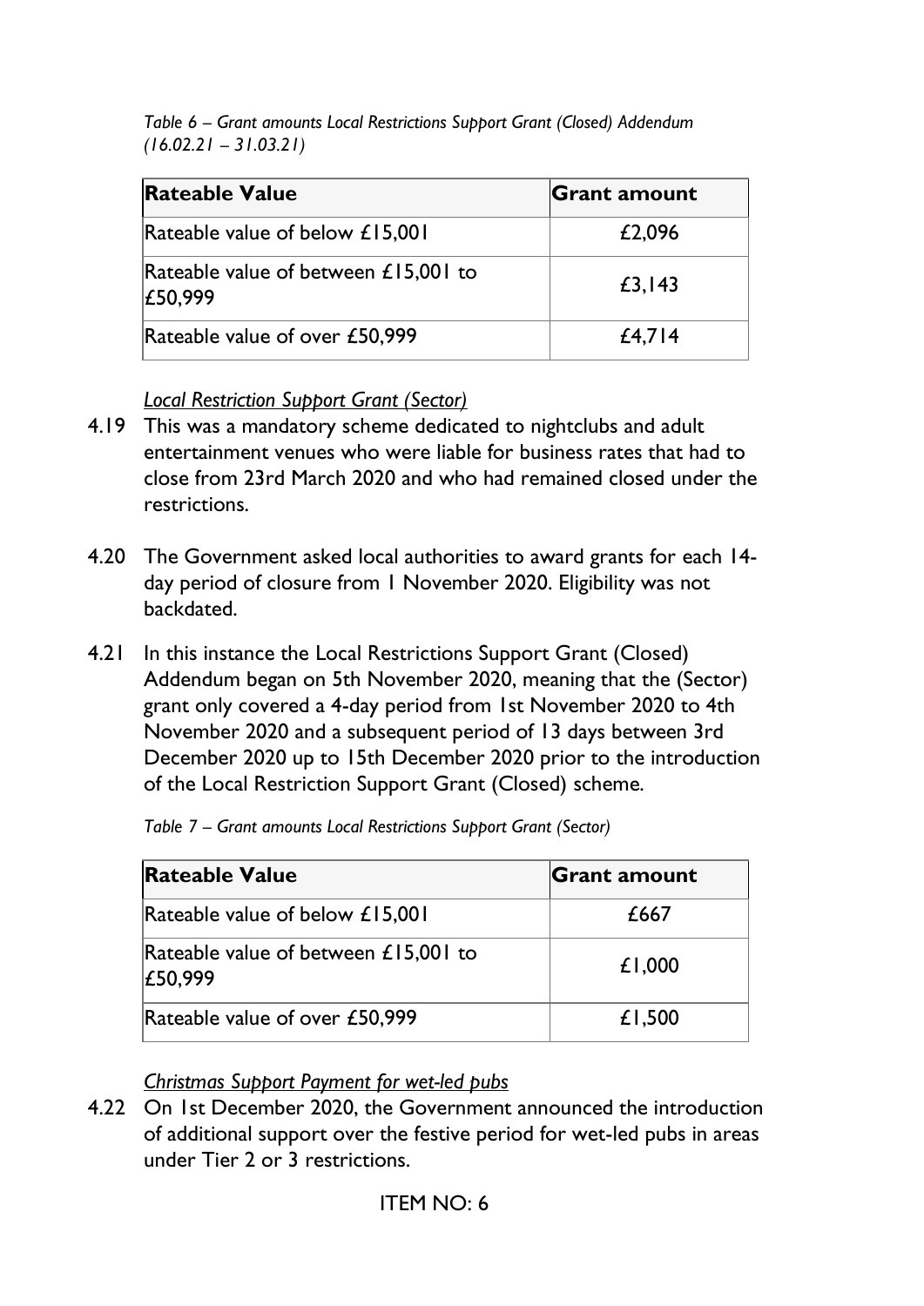*Table 6 – Grant amounts Local Restrictions Support Grant (Closed) Addendum (16.02.21 – 31.03.21)*

| Rateable Value | Grant amount |
|---|---|
| Rateable value of below £15,001 | £2,096 |
| Rateable value of between £15,001 to £50,999 | £3,143 |
| Rateable value of over £50,999 | £4,714 |

*Local Restriction Support Grant (Sector)*

4.19 This was a mandatory scheme dedicated to nightclubs and adult entertainment venues who were liable for business rates that had to close from 23rd March 2020 and who had remained closed under the restrictions.

4.20 The Government asked local authorities to award grants for each 14-day period of closure from 1 November 2020. Eligibility was not backdated.

4.21 In this instance the Local Restrictions Support Grant (Closed) Addendum began on 5th November 2020, meaning that the (Sector) grant only covered a 4-day period from 1st November 2020 to 4th November 2020 and a subsequent period of 13 days between 3rd December 2020 up to 15th December 2020 prior to the introduction of the Local Restriction Support Grant (Closed) scheme.

*Table 7 – Grant amounts Local Restrictions Support Grant (Sector)*

| Rateable Value | Grant amount |
|---|---|
| Rateable value of below £15,001 | £667 |
| Rateable value of between £15,001 to £50,999 | £1,000 |
| Rateable value of over £50,999 | £1,500 |

*Christmas Support Payment for wet-led pubs*

4.22 On 1st December 2020, the Government announced the introduction of additional support over the festive period for wet-led pubs in areas under Tier 2 or 3 restrictions.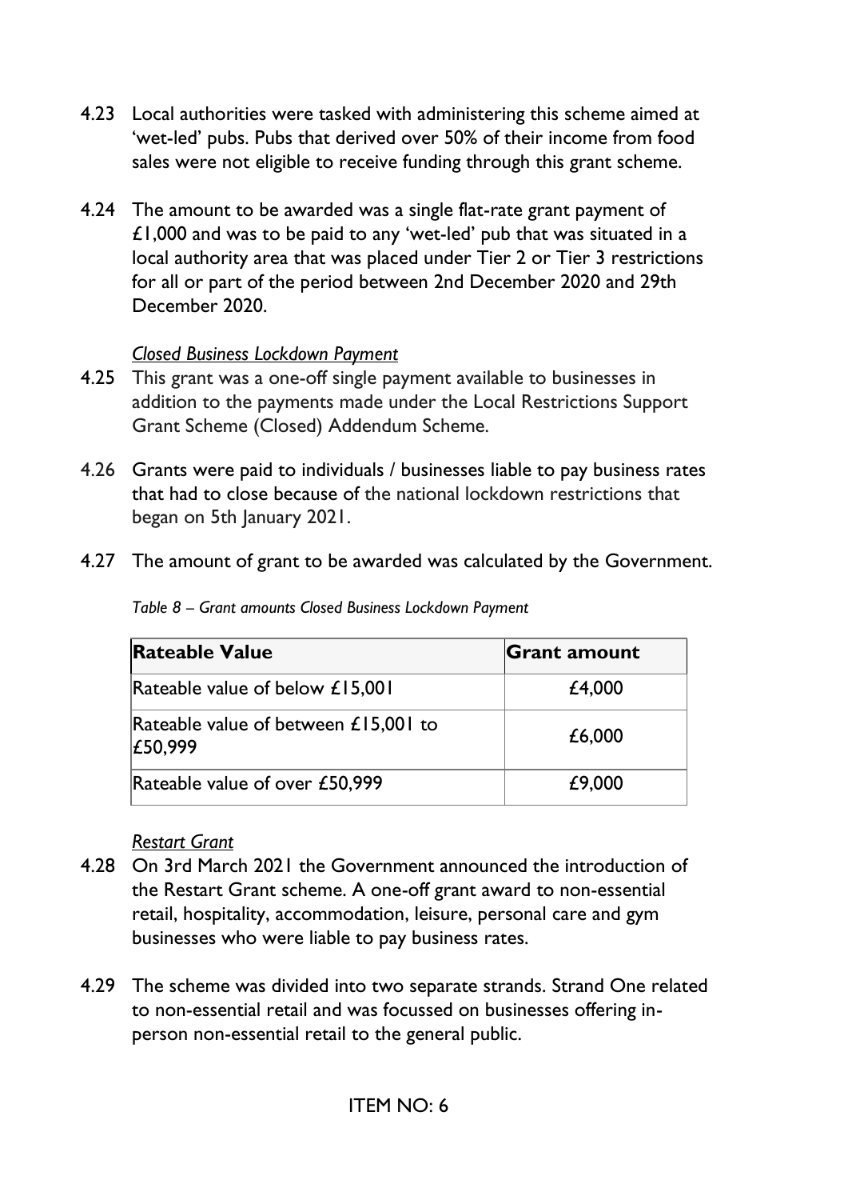4.23 Local authorities were tasked with administering this scheme aimed at 'wet-led' pubs. Pubs that derived over 50% of their income from food sales were not eligible to receive funding through this grant scheme.

4.24 The amount to be awarded was a single flat-rate grant payment of £1,000 and was to be paid to any 'wet-led' pub that was situated in a local authority area that was placed under Tier 2 or Tier 3 restrictions for all or part of the period between 2nd December 2020 and 29th December 2020.

*Closed Business Lockdown Payment*

4.25 This grant was a one-off single payment available to businesses in addition to the payments made under the Local Restrictions Support Grant Scheme (Closed) Addendum Scheme.

4.26 Grants were paid to individuals / businesses liable to pay business rates that had to close because of the national lockdown restrictions that began on 5th January 2021.

4.27 The amount of grant to be awarded was calculated by the Government.

*Table 8 – Grant amounts Closed Business Lockdown Payment*

| **Rateable Value** | **Grant amount** |
| --- | --- |
| Rateable value of below £15,001 | £4,000 |
| Rateable value of between £15,001 to £50,999 | £6,000 |
| Rateable value of over £50,999 | £9,000 |

*Restart Grant*

4.28 On 3rd March 2021 the Government announced the introduction of the Restart Grant scheme. A one-off grant award to non-essential retail, hospitality, accommodation, leisure, personal care and gym businesses who were liable to pay business rates.

4.29 The scheme was divided into two separate strands. Strand One related to non-essential retail and was focussed on businesses offering in-person non-essential retail to the general public.

ITEM NO: 6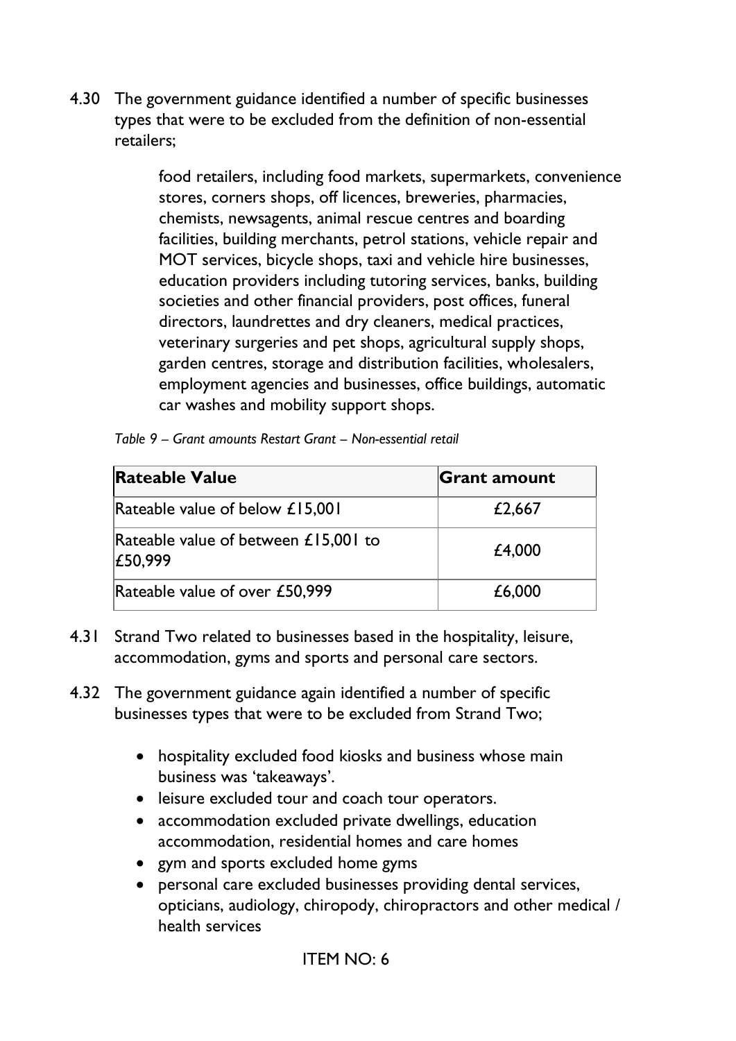4.30 The government guidance identified a number of specific businesses types that were to be excluded from the definition of non-essential retailers;

> food retailers, including food markets, supermarkets, convenience stores, corners shops, off licences, breweries, pharmacies, chemists, newsagents, animal rescue centres and boarding facilities, building merchants, petrol stations, vehicle repair and MOT services, bicycle shops, taxi and vehicle hire businesses, education providers including tutoring services, banks, building societies and other financial providers, post offices, funeral directors, laundrettes and dry cleaners, medical practices, veterinary surgeries and pet shops, agricultural supply shops, garden centres, storage and distribution facilities, wholesalers, employment agencies and businesses, office buildings, automatic car washes and mobility support shops.

*Table 9 – Grant amounts Restart Grant – Non-essential retail*

| **Rateable Value** | **Grant amount** |
|---|---|
| Rateable value of below £15,001 | £2,667 |
| Rateable value of between £15,001 to £50,999 | £4,000 |
| Rateable value of over £50,999 | £6,000 |

4.31 Strand Two related to businesses based in the hospitality, leisure, accommodation, gyms and sports and personal care sectors.

4.32 The government guidance again identified a number of specific businesses types that were to be excluded from Strand Two;

- hospitality excluded food kiosks and business whose main business was 'takeaways'.
- leisure excluded tour and coach tour operators.
- accommodation excluded private dwellings, education accommodation, residential homes and care homes
- gym and sports excluded home gyms
- personal care excluded businesses providing dental services, opticians, audiology, chiropody, chiropractors and other medical / health services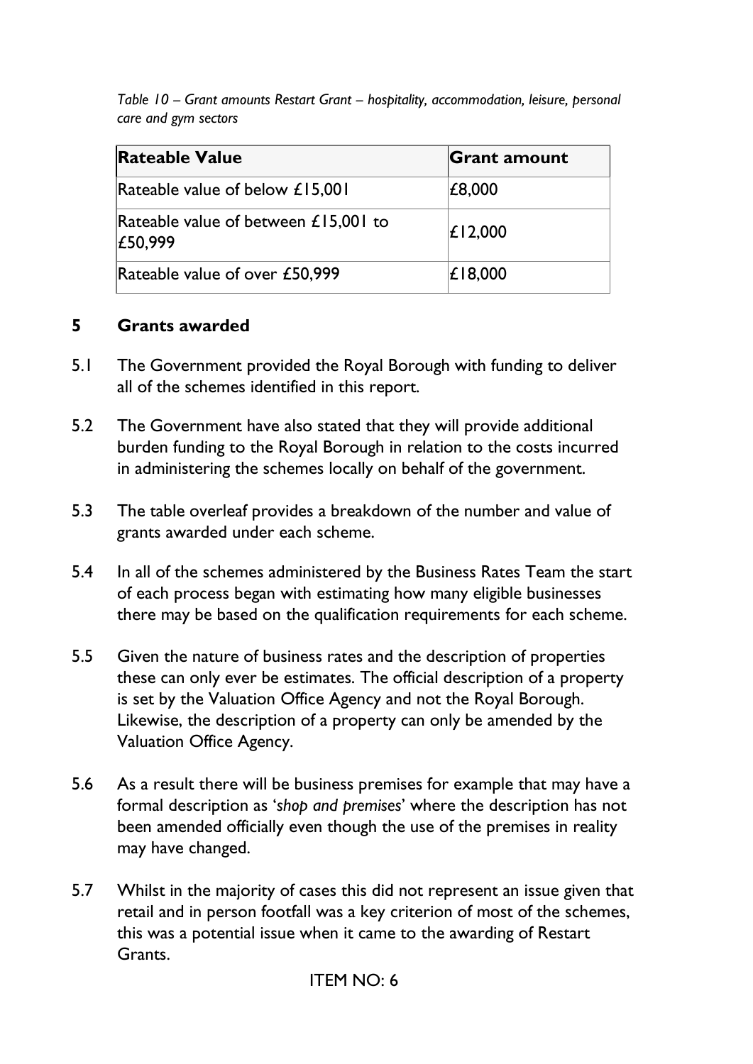*Table 10 – Grant amounts Restart Grant – hospitality, accommodation, leisure, personal care and gym sectors*

| Rateable Value | Grant amount |
| --- | --- |
| Rateable value of below £15,001 | £8,000 |
| Rateable value of between £15,001 to £50,999 | £12,000 |
| Rateable value of over £50,999 | £18,000 |

## 5 Grants awarded

5.1 The Government provided the Royal Borough with funding to deliver all of the schemes identified in this report.

5.2 The Government have also stated that they will provide additional burden funding to the Royal Borough in relation to the costs incurred in administering the schemes locally on behalf of the government.

5.3 The table overleaf provides a breakdown of the number and value of grants awarded under each scheme.

5.4 In all of the schemes administered by the Business Rates Team the start of each process began with estimating how many eligible businesses there may be based on the qualification requirements for each scheme.

5.5 Given the nature of business rates and the description of properties these can only ever be estimates. The official description of a property is set by the Valuation Office Agency and not the Royal Borough. Likewise, the description of a property can only be amended by the Valuation Office Agency.

5.6 As a result there will be business premises for example that may have a formal description as '*shop and premises*' where the description has not been amended officially even though the use of the premises in reality may have changed.

5.7 Whilst in the majority of cases this did not represent an issue given that retail and in person footfall was a key criterion of most of the schemes, this was a potential issue when it came to the awarding of Restart Grants.

ITEM NO: 6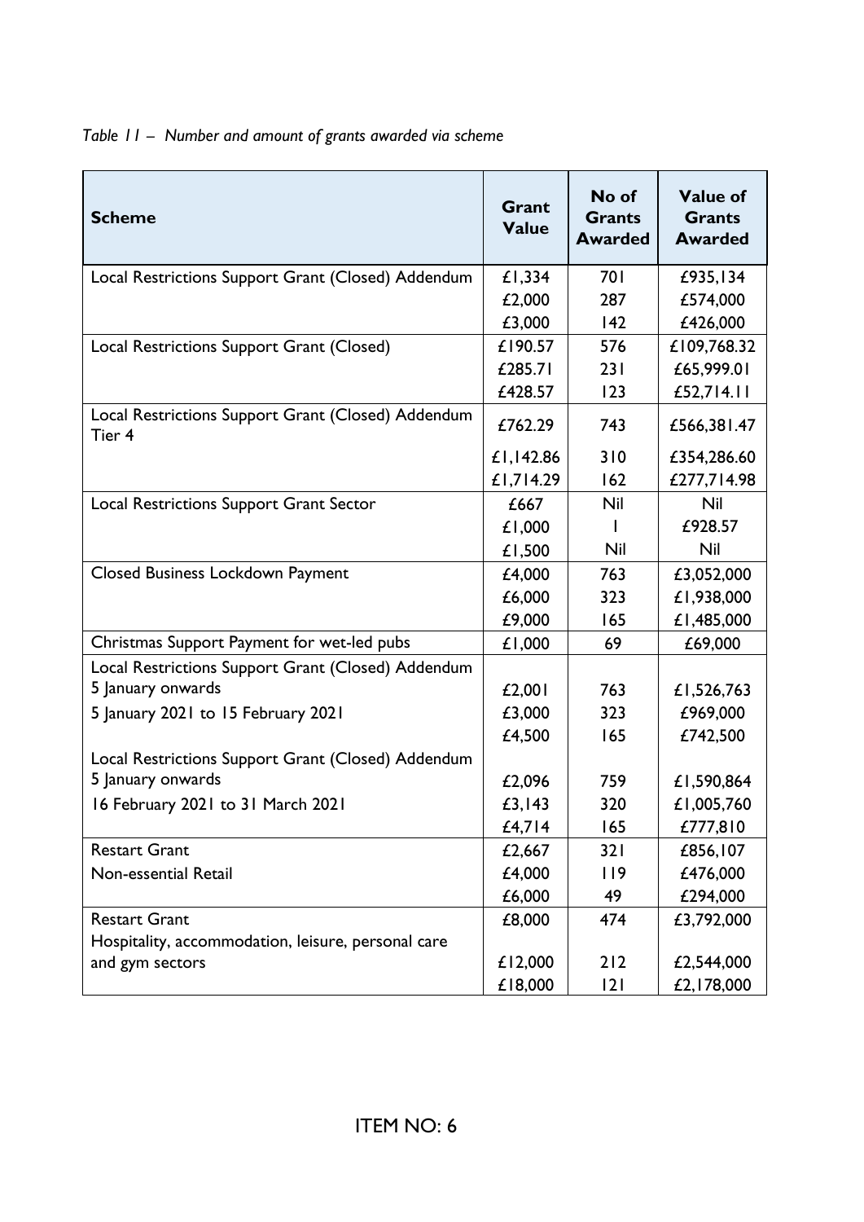*Table 11 – Number and amount of grants awarded via scheme*

| Scheme | Grant Value | No of Grants Awarded | Value of Grants Awarded |
|---|---|---|---|
| Local Restrictions Support Grant (Closed) Addendum | £1,334 | 701 | £935,134 |
| | £2,000 | 287 | £574,000 |
| | £3,000 | 142 | £426,000 |
| Local Restrictions Support Grant (Closed) | £190.57 | 576 | £109,768.32 |
| | £285.71 | 231 | £65,999.01 |
| | £428.57 | 123 | £52,714.11 |
| Local Restrictions Support Grant (Closed) Addendum Tier 4 | £762.29 | 743 | £566,381.47 |
| | £1,142.86 | 310 | £354,286.60 |
| | £1,714.29 | 162 | £277,714.98 |
| Local Restrictions Support Grant Sector | £667 | Nil | Nil |
| | £1,000 | 1 | £928.57 |
| | £1,500 | Nil | Nil |
| Closed Business Lockdown Payment | £4,000 | 763 | £3,052,000 |
| | £6,000 | 323 | £1,938,000 |
| | £9,000 | 165 | £1,485,000 |
| Christmas Support Payment for wet-led pubs | £1,000 | 69 | £69,000 |
| Local Restrictions Support Grant (Closed) Addendum 5 January onwards | £2,001 | 763 | £1,526,763 |
| 5 January 2021 to 15 February 2021 | £3,000 | 323 | £969,000 |
| | £4,500 | 165 | £742,500 |
| Local Restrictions Support Grant (Closed) Addendum 5 January onwards | £2,096 | 759 | £1,590,864 |
| 16 February 2021 to 31 March 2021 | £3,143 | 320 | £1,005,760 |
| | £4,714 | 165 | £777,810 |
| Restart Grant | £2,667 | 321 | £856,107 |
| Non-essential Retail | £4,000 | 119 | £476,000 |
| | £6,000 | 49 | £294,000 |
| Restart Grant | £8,000 | 474 | £3,792,000 |
| Hospitality, accommodation, leisure, personal care and gym sectors | £12,000 | 212 | £2,544,000 |
| | £18,000 | 121 | £2,178,000 |

ITEM NO: 6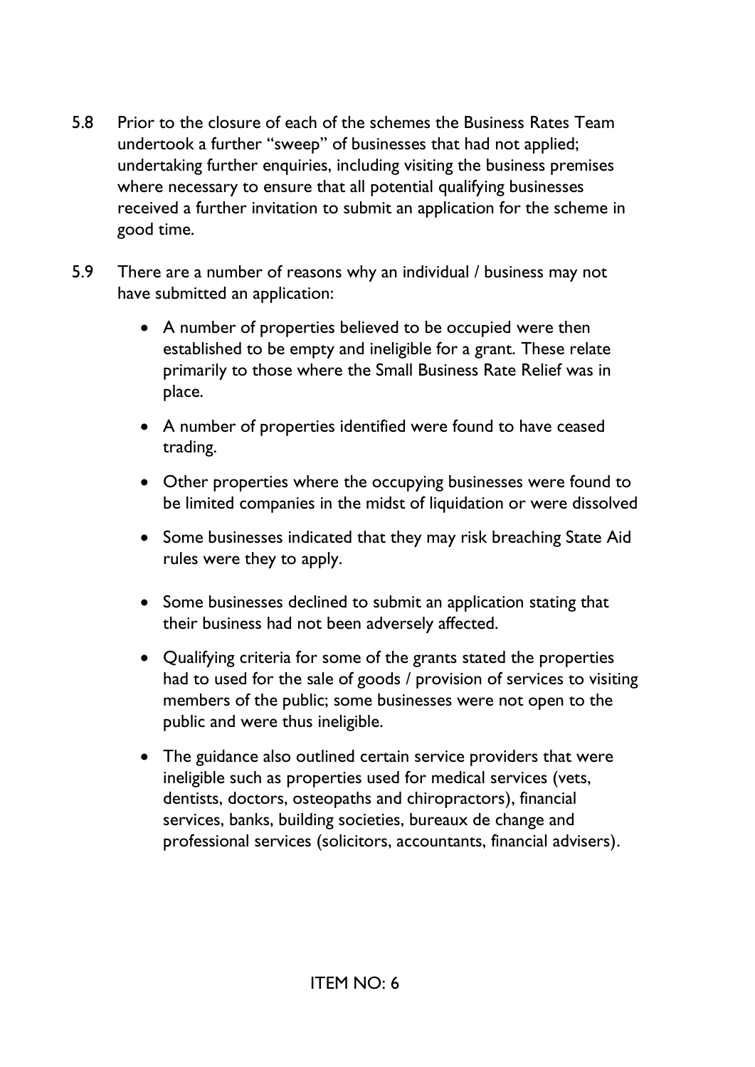5.8 Prior to the closure of each of the schemes the Business Rates Team undertook a further "sweep" of businesses that had not applied; undertaking further enquiries, including visiting the business premises where necessary to ensure that all potential qualifying businesses received a further invitation to submit an application for the scheme in good time.

5.9 There are a number of reasons why an individual / business may not have submitted an application:

- A number of properties believed to be occupied were then established to be empty and ineligible for a grant. These relate primarily to those where the Small Business Rate Relief was in place.
- A number of properties identified were found to have ceased trading.
- Other properties where the occupying businesses were found to be limited companies in the midst of liquidation or were dissolved
- Some businesses indicated that they may risk breaching State Aid rules were they to apply.
- Some businesses declined to submit an application stating that their business had not been adversely affected.
- Qualifying criteria for some of the grants stated the properties had to used for the sale of goods / provision of services to visiting members of the public; some businesses were not open to the public and were thus ineligible.
- The guidance also outlined certain service providers that were ineligible such as properties used for medical services (vets, dentists, doctors, osteopaths and chiropractors), financial services, banks, building societies, bureaux de change and professional services (solicitors, accountants, financial advisers).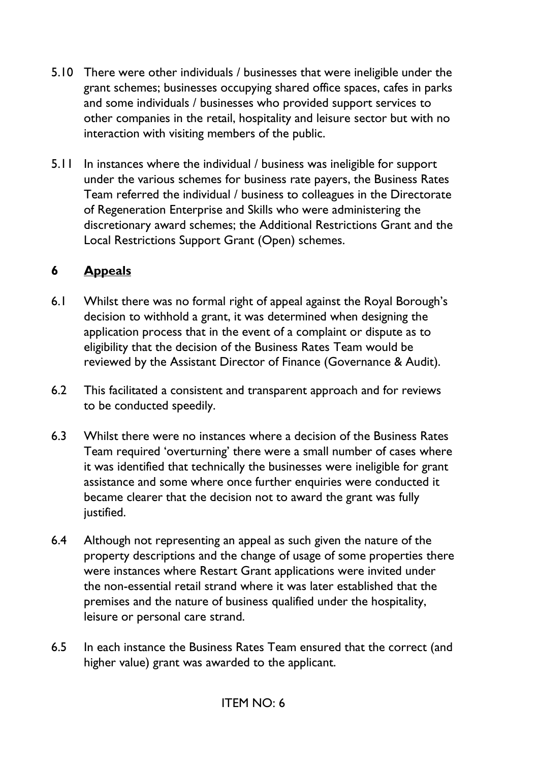5.10 There were other individuals / businesses that were ineligible under the grant schemes; businesses occupying shared office spaces, cafes in parks and some individuals / businesses who provided support services to other companies in the retail, hospitality and leisure sector but with no interaction with visiting members of the public.

5.11 In instances where the individual / business was ineligible for support under the various schemes for business rate payers, the Business Rates Team referred the individual / business to colleagues in the Directorate of Regeneration Enterprise and Skills who were administering the discretionary award schemes; the Additional Restrictions Grant and the Local Restrictions Support Grant (Open) schemes.

## 6 <u>Appeals</u>

6.1 Whilst there was no formal right of appeal against the Royal Borough's decision to withhold a grant, it was determined when designing the application process that in the event of a complaint or dispute as to eligibility that the decision of the Business Rates Team would be reviewed by the Assistant Director of Finance (Governance & Audit).

6.2 This facilitated a consistent and transparent approach and for reviews to be conducted speedily.

6.3 Whilst there were no instances where a decision of the Business Rates Team required 'overturning' there were a small number of cases where it was identified that technically the businesses were ineligible for grant assistance and some where once further enquiries were conducted it became clearer that the decision not to award the grant was fully justified.

6.4 Although not representing an appeal as such given the nature of the property descriptions and the change of usage of some properties there were instances where Restart Grant applications were invited under the non-essential retail strand where it was later established that the premises and the nature of business qualified under the hospitality, leisure or personal care strand.

6.5 In each instance the Business Rates Team ensured that the correct (and higher value) grant was awarded to the applicant.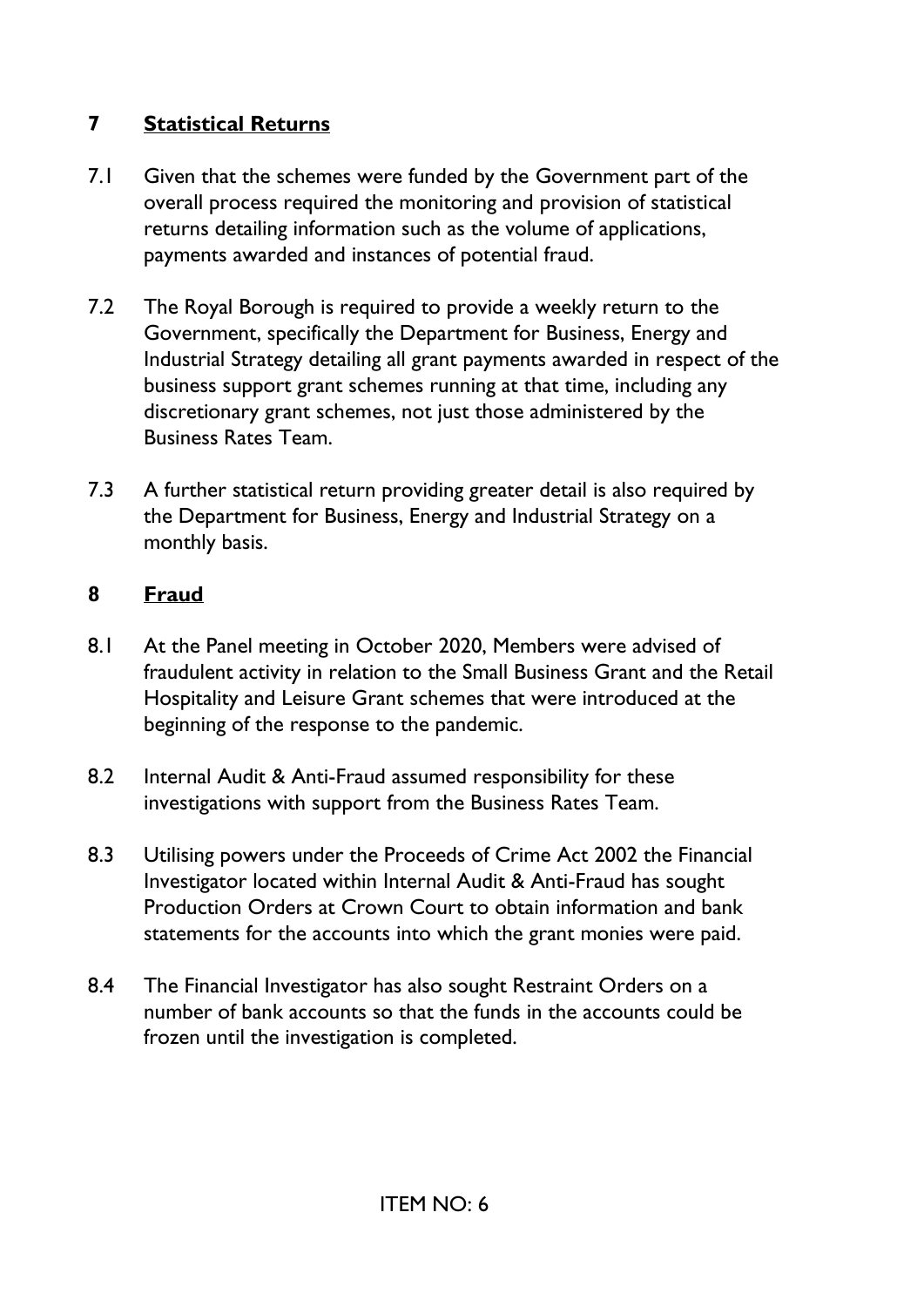## 7 Statistical Returns

7.1 Given that the schemes were funded by the Government part of the overall process required the monitoring and provision of statistical returns detailing information such as the volume of applications, payments awarded and instances of potential fraud.

7.2 The Royal Borough is required to provide a weekly return to the Government, specifically the Department for Business, Energy and Industrial Strategy detailing all grant payments awarded in respect of the business support grant schemes running at that time, including any discretionary grant schemes, not just those administered by the Business Rates Team.

7.3 A further statistical return providing greater detail is also required by the Department for Business, Energy and Industrial Strategy on a monthly basis.

## 8 Fraud

8.1 At the Panel meeting in October 2020, Members were advised of fraudulent activity in relation to the Small Business Grant and the Retail Hospitality and Leisure Grant schemes that were introduced at the beginning of the response to the pandemic.

8.2 Internal Audit & Anti-Fraud assumed responsibility for these investigations with support from the Business Rates Team.

8.3 Utilising powers under the Proceeds of Crime Act 2002 the Financial Investigator located within Internal Audit & Anti-Fraud has sought Production Orders at Crown Court to obtain information and bank statements for the accounts into which the grant monies were paid.

8.4 The Financial Investigator has also sought Restraint Orders on a number of bank accounts so that the funds in the accounts could be frozen until the investigation is completed.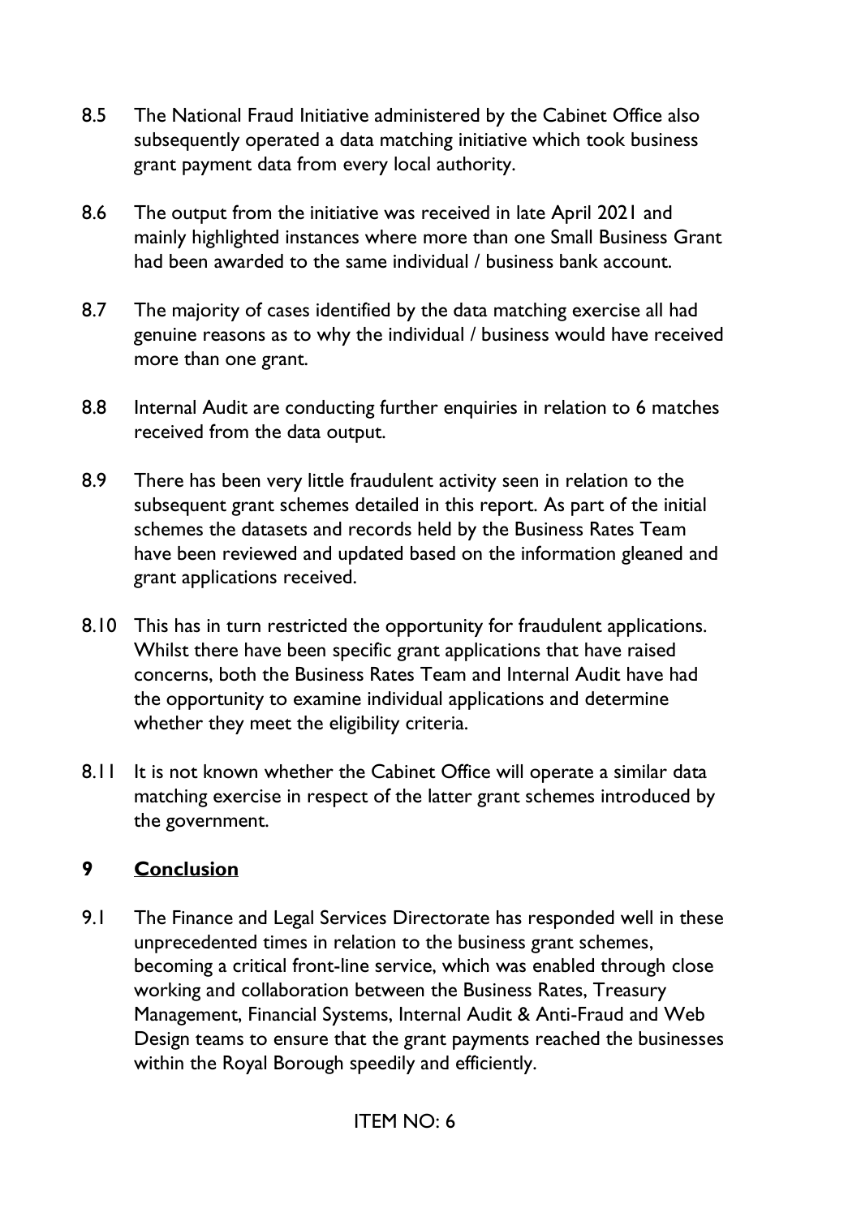8.5 The National Fraud Initiative administered by the Cabinet Office also subsequently operated a data matching initiative which took business grant payment data from every local authority.

8.6 The output from the initiative was received in late April 2021 and mainly highlighted instances where more than one Small Business Grant had been awarded to the same individual / business bank account.

8.7 The majority of cases identified by the data matching exercise all had genuine reasons as to why the individual / business would have received more than one grant.

8.8 Internal Audit are conducting further enquiries in relation to 6 matches received from the data output.

8.9 There has been very little fraudulent activity seen in relation to the subsequent grant schemes detailed in this report. As part of the initial schemes the datasets and records held by the Business Rates Team have been reviewed and updated based on the information gleaned and grant applications received.

8.10 This has in turn restricted the opportunity for fraudulent applications. Whilst there have been specific grant applications that have raised concerns, both the Business Rates Team and Internal Audit have had the opportunity to examine individual applications and determine whether they meet the eligibility criteria.

8.11 It is not known whether the Cabinet Office will operate a similar data matching exercise in respect of the latter grant schemes introduced by the government.

## 9 Conclusion

9.1 The Finance and Legal Services Directorate has responded well in these unprecedented times in relation to the business grant schemes, becoming a critical front-line service, which was enabled through close working and collaboration between the Business Rates, Treasury Management, Financial Systems, Internal Audit & Anti-Fraud and Web Design teams to ensure that the grant payments reached the businesses within the Royal Borough speedily and efficiently.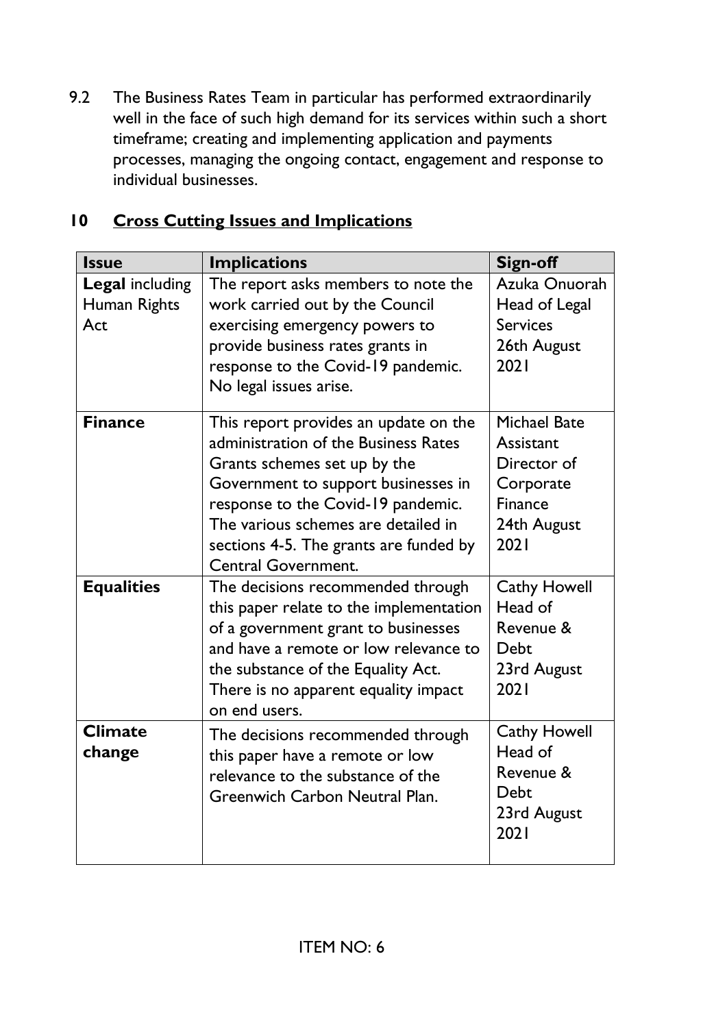9.2 The Business Rates Team in particular has performed extraordinarily well in the face of such high demand for its services within such a short timeframe; creating and implementing application and payments processes, managing the ongoing contact, engagement and response to individual businesses.

## 10 Cross Cutting Issues and Implications

| Issue | Implications | Sign-off |
|---|---|---|
| **Legal** including Human Rights Act | The report asks members to note the work carried out by the Council exercising emergency powers to provide business rates grants in response to the Covid-19 pandemic. No legal issues arise. | Azuka Onuorah Head of Legal Services 26th August 2021 |
| **Finance** | This report provides an update on the administration of the Business Rates Grants schemes set up by the Government to support businesses in response to the Covid-19 pandemic. The various schemes are detailed in sections 4-5. The grants are funded by Central Government. | Michael Bate Assistant Director of Corporate Finance 24th August 2021 |
| **Equalities** | The decisions recommended through this paper relate to the implementation of a government grant to businesses and have a remote or low relevance to the substance of the Equality Act. There is no apparent equality impact on end users. | Cathy Howell Head of Revenue & Debt 23rd August 2021 |
| **Climate change** | The decisions recommended through this paper have a remote or low relevance to the substance of the Greenwich Carbon Neutral Plan. | Cathy Howell Head of Revenue & Debt 23rd August 2021 |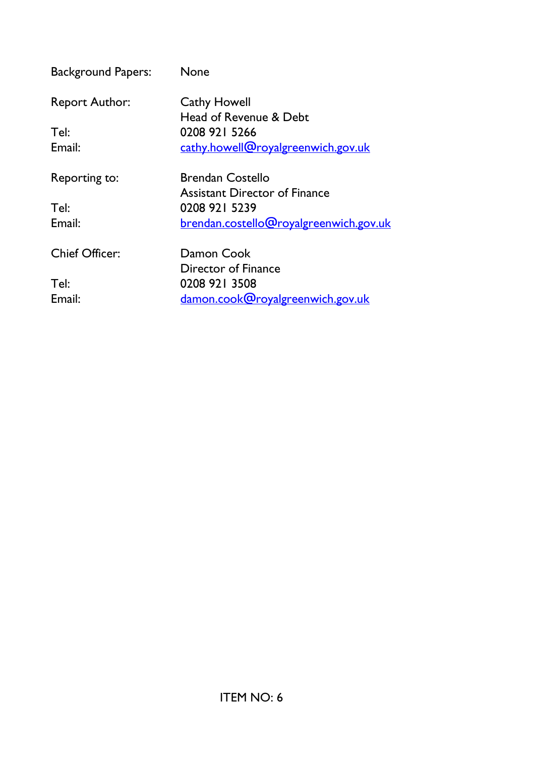| | |
|---|---|
| Background Papers: | None |
| Report Author: | Cathy Howell<br>Head of Revenue & Debt |
| Tel: | 0208 921 5266 |
| Email: | cathy.howell@royalgreenwich.gov.uk |
| Reporting to: | Brendan Costello<br>Assistant Director of Finance |
| Tel: | 0208 921 5239 |
| Email: | brendan.costello@royalgreenwich.gov.uk |
| Chief Officer: | Damon Cook<br>Director of Finance |
| Tel: | 0208 921 3508 |
| Email: | damon.cook@royalgreenwich.gov.uk |

ITEM NO: 6